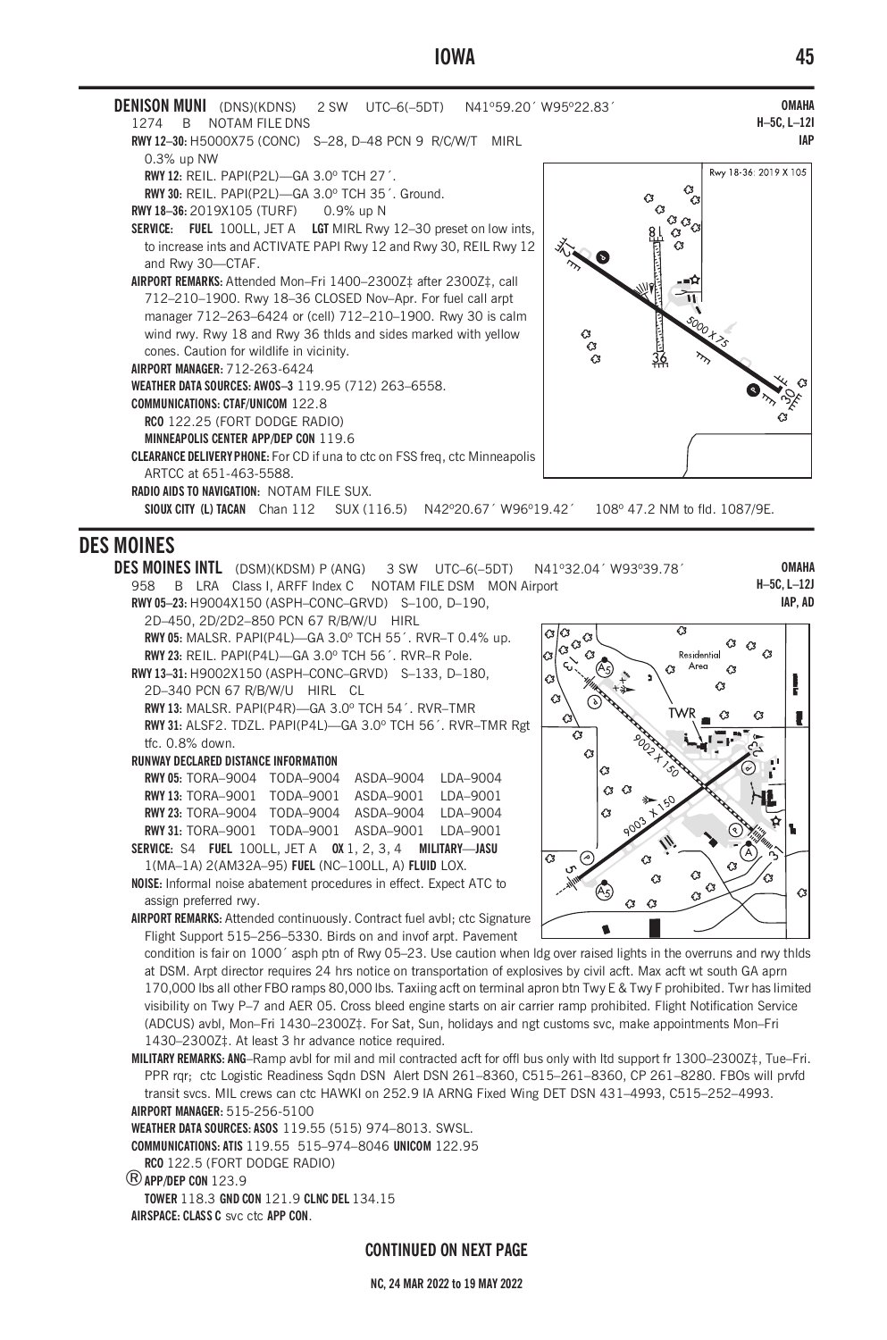## DENISON MUNI

**DENISON MUNI** (DNS)(KDNS) 2 SW UTC–6(–5DT) N41°59.20´ W95°22.83´ **OMAHA**
1274 B NOTAM FILE DNS **H–5C, L–12I**
**IAP**

**RWY 12–30:** H5000X75 (CONC) S–28, D–48 PCN 9 R/C/W/T MIRL
0.3% up NW

**RWY 12:** REIL. PAPI(P2L)—GA 3.0º TCH 27´.

**RWY 30:** REIL. PAPI(P2L)—GA 3.0º TCH 35´. Ground.

**RWY 18–36:** 2019X105 (TURF) 0.9% up N

**SERVICE:** **FUEL** 100LL, JET A **LGT** MIRL Rwy 12–30 preset on low ints, to increase ints and ACTIVATE PAPI Rwy 12 and Rwy 30, REIL Rwy 12 and Rwy 30—CTAF.

**AIRPORT REMARKS:** Attended Mon–Fri 1400–2300Z‡ after 2300Z‡, call 712–210–1900. Rwy 18–36 CLOSED Nov–Apr. For fuel call arpt manager 712–263–6424 or (cell) 712–210–1900. Rwy 30 is calm wind rwy. Rwy 18 and Rwy 36 thlds and sides marked with yellow cones. Caution for wildlife in vicinity.

**AIRPORT MANAGER:** 712-263-6424

**WEATHER DATA SOURCES: AWOS–3** 119.95 (712) 263–6558.

**COMMUNICATIONS: CTAF/UNICOM** 122.8

**RCO** 122.25 (FORT DODGE RADIO)

**MINNEAPOLIS CENTER APP/DEP CON** 119.6

**CLEARANCE DELIVERY PHONE:** For CD if una to ctc on FSS freq, ctc Minneapolis ARTCC at 651-463-5588.

**RADIO AIDS TO NAVIGATION:** NOTAM FILE SUX.

**SIOUX CITY (L) TACAN** Chan 112 SUX (116.5) N42º20.67´ W96º19.42´ 108º 47.2 NM to fld. 1087/9E.

Rwy 18-36: 2019 X 105
5000 X 75

## DES MOINES

**DES MOINES INTL** (DSM)(KDSM) P (ANG) 3 SW UTC–6(–5DT) N41º32.04´ W93º39.78´ **OMAHA**
958 B LRA Class I, ARFF Index C NOTAM FILE DSM MON Airport **H–5C, L–12J**
**IAP, AD**

**RWY 05–23:** H9004X150 (ASPH–CONC–GRVD) S–100, D–190, 2D–450, 2D/2D2–850 PCN 67 R/B/W/U HIRL

**RWY 05:** MALSR. PAPI(P4L)—GA 3.0º TCH 55´. RVR–T 0.4% up.

**RWY 23:** REIL. PAPI(P4L)—GA 3.0º TCH 56´. RVR–R Pole.

**RWY 13–31:** H9002X150 (ASPH–CONC–GRVD) S–133, D–180, 2D–340 PCN 67 R/B/W/U HIRL CL

**RWY 13:** MALSR. PAPI(P4R)—GA 3.0º TCH 54´. RVR–TMR

**RWY 31:** ALSF2. TDZL. PAPI(P4L)—GA 3.0º TCH 56´. RVR–TMR Rgt tfc. 0.8% down.

**RUNWAY DECLARED DISTANCE INFORMATION**

| | | | | |
|---|---|---|---|---|
| **RWY 05:** | TORA–9004 | TODA–9004 | ASDA–9004 | LDA–9004 |
| **RWY 13:** | TORA–9001 | TODA–9001 | ASDA–9001 | LDA–9001 |
| **RWY 23:** | TORA–9004 | TODA–9004 | ASDA–9004 | LDA–9004 |
| **RWY 31:** | TORA–9001 | TODA–9001 | ASDA–9001 | LDA–9001 |

**SERVICE:** S4 **FUEL** 100LL, JET A **OX** 1, 2, 3, 4 **MILITARY—JASU** 1(MA–1A) 2(AM32A–95) **FUEL** (NC–100LL, A) **FLUID** LOX.

**NOISE:** Informal noise abatement procedures in effect. Expect ATC to assign preferred rwy.

**AIRPORT REMARKS:** Attended continuously. Contract fuel avbl; ctc Signature Flight Support 515–256–5330. Birds on and invof arpt. Pavement condition is fair on 1000´ asph ptn of Rwy 05–23. Use caution when ldg over raised lights in the overruns and rwy thlds at DSM. Arpt director requires 24 hrs notice on transportation of explosives by civil acft. Max acft wt south GA aprn 170,000 lbs all other FBO ramps 80,000 lbs. Taxiing acft on terminal apron btn Twy E & Twy F prohibited. Twr has limited visibility on Twy P–7 and AER 05. Cross bleed engine starts on air carrier ramp prohibited. Flight Notification Service (ADCUS) avbl, Mon–Fri 1430–2300Z‡. For Sat, Sun, holidays and ngt customs svc, make appointments Mon–Fri 1430–2300Z‡. At least 3 hr advance notice required.

**MILITARY REMARKS: ANG**–Ramp avbl for mil and mil contracted acft for offl bus only with ltd support fr 1300–2300Z‡, Tue–Fri. PPR rqr; ctc Logistic Readiness Sqdn DSN Alert DSN 261–8360, C515–261–8360, CP 261–8280. FBOs will prvfd transit svcs. MIL crews can ctc HAWKI on 252.9 IA ARNG Fixed Wing DET DSN 431–4993, C515–252–4993.

**AIRPORT MANAGER:** 515-256-5100

**WEATHER DATA SOURCES: ASOS** 119.55 (515) 974–8013. SWSL.

**COMMUNICATIONS: ATIS** 119.55 515–974–8046 **UNICOM** 122.95

**RCO** 122.5 (FORT DODGE RADIO)

® **APP/DEP CON** 123.9

**TOWER** 118.3 **GND CON** 121.9 **CLNC DEL** 134.15

**AIRSPACE: CLASS C** svc ctc **APP CON**.

Residential Area
TWR
9002 X 150
9003 X 150

**CONTINUED ON NEXT PAGE**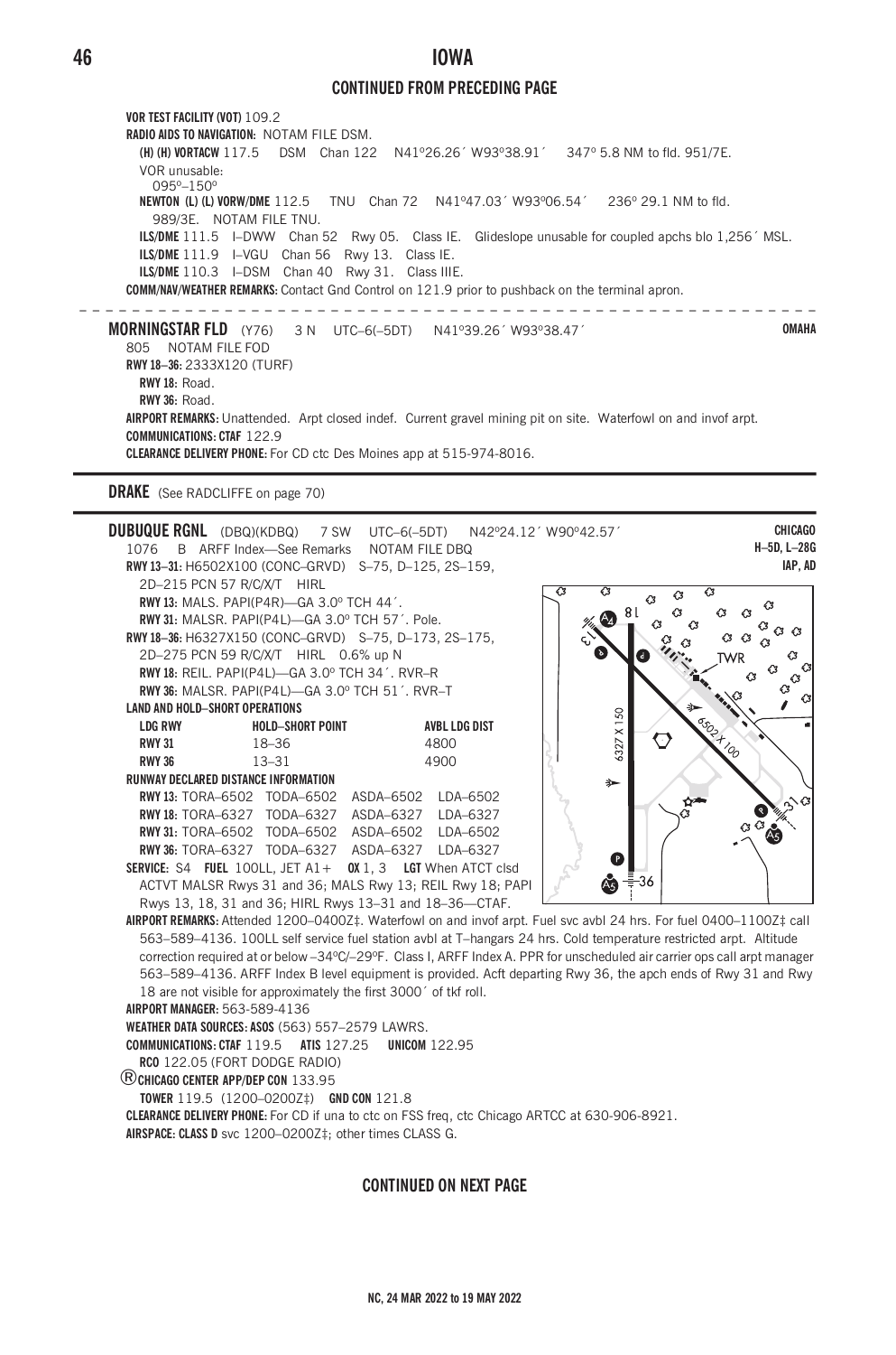## IOWA

### CONTINUED FROM PRECEDING PAGE

**VOR TEST FACILITY (VOT)** 109.2
**RADIO AIDS TO NAVIGATION:** NOTAM FILE DSM.
**(H) (H) VORTACW** 117.5 DSM Chan 122 N41°26.26´ W93°38.91´ 347° 5.8 NM to fld. 951/7E.
VOR unusable:
095°–150°
**NEWTON (L) (L) VORW/DME** 112.5 TNU Chan 72 N41°47.03´ W93°06.54´ 236° 29.1 NM to fld.
989/3E. NOTAM FILE TNU.
**ILS/DME** 111.5 I–DWW Chan 52 Rwy 05. Class IE. Glideslope unusable for coupled apchs blo 1,256´ MSL.
**ILS/DME** 111.9 I–VGU Chan 56 Rwy 13. Class IE.
**ILS/DME** 110.3 I–DSM Chan 40 Rwy 31. Class IIIE.
**COMM/NAV/WEATHER REMARKS:** Contact Gnd Control on 121.9 prior to pushback on the terminal apron.

---

**MORNINGSTAR FLD** (Y76) 3 N UTC–6(–5DT) N41°39.26´ W93°38.47´ **OMAHA**
805 NOTAM FILE FOD
**RWY 18–36:** 2333X120 (TURF)
**RWY 18:** Road.
**RWY 36:** Road.
**AIRPORT REMARKS:** Unattended. Arpt closed indef. Current gravel mining pit on site. Waterfowl on and invof arpt.
**COMMUNICATIONS: CTAF** 122.9
**CLEARANCE DELIVERY PHONE:** For CD ctc Des Moines app at 515-974-8016.

---

**DRAKE** (See RADCLIFFE on page 70)

---

**DUBUQUE RGNL** (DBQ)(KDBQ) 7 SW UTC–6(–5DT) N42°24.12´ W90°42.57´ **CHICAGO H–5D, L–28G IAP, AD**
1076 B ARFF Index—See Remarks NOTAM FILE DBQ
**RWY 13–31:** H6502X100 (CONC–GRVD) S–75, D–125, 2S–159,
2D–215 PCN 57 R/C/X/T HIRL
**RWY 13:** MALS. PAPI(P4R)—GA 3.0° TCH 44´.
**RWY 31:** MALSR. PAPI(P4L)—GA 3.0° TCH 57´. Pole.
**RWY 18–36:** H6327X150 (CONC–GRVD) S–75, D–173, 2S–175,
2D–275 PCN 59 R/C/X/T HIRL 0.6% up N
**RWY 18:** REIL. PAPI(P4L)—GA 3.0° TCH 34´. RVR–R
**RWY 36:** MALSR. PAPI(P4L)—GA 3.0° TCH 51´. RVR–T
**LAND AND HOLD–SHORT OPERATIONS**

| LDG RWY | HOLD–SHORT POINT | AVBL LDG DIST |
|---|---|---|
| RWY 31 | 18–36 | 4800 |
| RWY 36 | 13–31 | 4900 |

**RUNWAY DECLARED DISTANCE INFORMATION**
**RWY 13:** TORA–6502 TODA–6502 ASDA–6502 LDA–6502
**RWY 18:** TORA–6327 TODA–6327 ASDA–6327 LDA–6327
**RWY 31:** TORA–6502 TODA–6502 ASDA–6502 LDA–6502
**RWY 36:** TORA–6327 TODA–6327 ASDA–6327 LDA–6327
**SERVICE:** S4 **FUEL** 100LL, JET A1+ **OX** 1, 3 **LGT** When ATCT clsd ACTVT MALSR Rwys 31 and 36; MALS Rwy 13; REIL Rwy 18; PAPI Rwys 13, 18, 31 and 36; HIRL Rwys 13–31 and 18–36—CTAF.

18 | 13 | TWR | 6327 X 150 | 6502 X 100 | 31 | 36

**AIRPORT REMARKS:** Attended 1200–0400Z‡. Waterfowl on and invof arpt. Fuel svc avbl 24 hrs. For fuel 0400–1100Z‡ call 563–589–4136. 100LL self service fuel station avbl at T–hangars 24 hrs. Cold temperature restricted arpt. Altitude correction required at or below –34°C/–29°F. Class I, ARFF Index A. PPR for unscheduled air carrier ops call arpt manager 563–589–4136. ARFF Index B level equipment is provided. Acft departing Rwy 36, the apch ends of Rwy 31 and Rwy 18 are not visible for approximately the first 3000´ of tkf roll.
**AIRPORT MANAGER:** 563-589-4136
**WEATHER DATA SOURCES: ASOS** (563) 557–2579 LAWRS.
**COMMUNICATIONS: CTAF** 119.5 **ATIS** 127.25 **UNICOM** 122.95
**RCO** 122.05 (FORT DODGE RADIO)
®**CHICAGO CENTER APP/DEP CON** 133.95
**TOWER** 119.5 (1200–0200Z‡) **GND CON** 121.8
**CLEARANCE DELIVERY PHONE:** For CD if una to ctc on FSS freq, ctc Chicago ARTCC at 630-906-8921.
**AIRSPACE: CLASS D** svc 1200–0200Z‡; other times CLASS G.

### CONTINUED ON NEXT PAGE